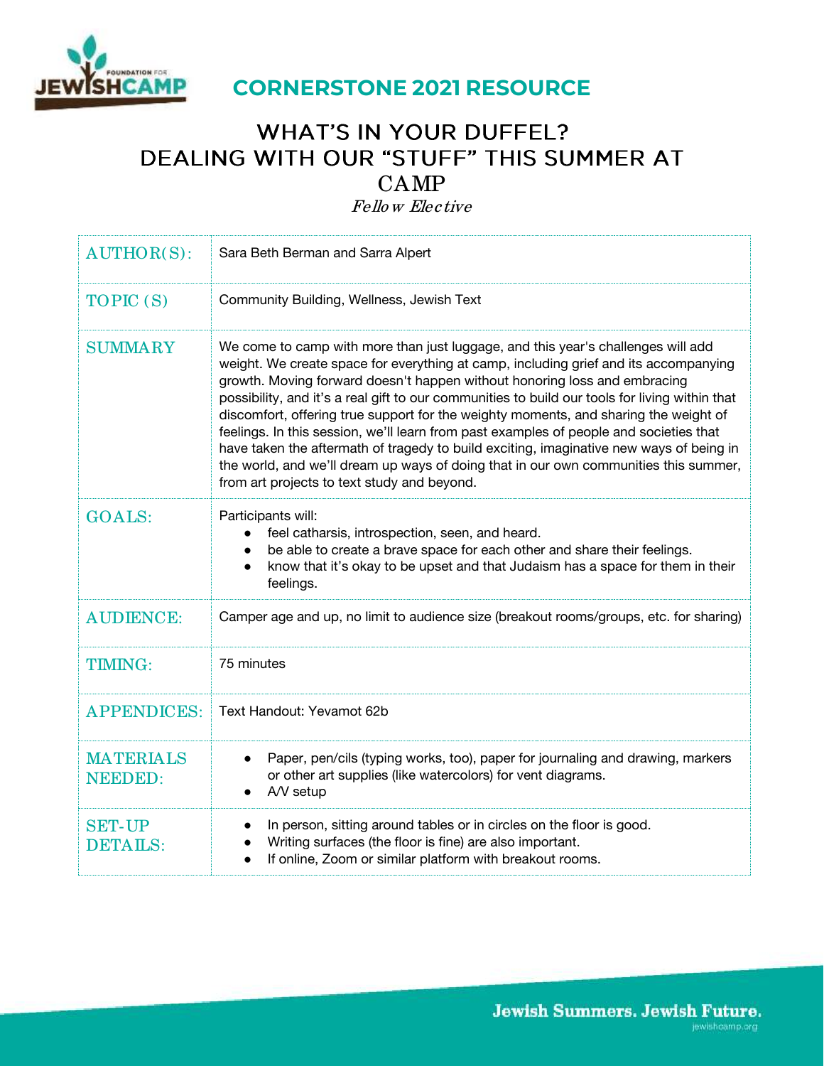## CORNERSTONE 2021 RESOURCE

# WHAT'S IN YOUR DUFFEL? DEALING WITH OUR "STUFF" THIS SUMMER AT CAMP

*Fellow Elective*

| | |
|---|---|
| AUTHOR(S): | Sara Beth Berman and Sarra Alpert |
| TOPIC (S) | Community Building, Wellness, Jewish Text |
| SUMMARY | We come to camp with more than just luggage, and this year's challenges will add weight. We create space for everything at camp, including grief and its accompanying growth. Moving forward doesn't happen without honoring loss and embracing possibility, and it's a real gift to our communities to build our tools for living within that discomfort, offering true support for the weighty moments, and sharing the weight of feelings. In this session, we'll learn from past examples of people and societies that have taken the aftermath of tragedy to build exciting, imaginative new ways of being in the world, and we'll dream up ways of doing that in our own communities this summer, from art projects to text study and beyond. |
| GOALS: | Participants will:<br>• feel catharsis, introspection, seen, and heard.<br>• be able to create a brave space for each other and share their feelings.<br>• know that it's okay to be upset and that Judaism has a space for them in their feelings. |
| AUDIENCE: | Camper age and up, no limit to audience size (breakout rooms/groups, etc. for sharing) |
| TIMING: | 75 minutes |
| APPENDICES: | Text Handout: Yevamot 62b |
| MATERIALS NEEDED: | • Paper, pen/cils (typing works, too), paper for journaling and drawing, markers or other art supplies (like watercolors) for vent diagrams.<br>• A/V setup |
| SET-UP DETAILS: | • In person, sitting around tables or in circles on the floor is good.<br>• Writing surfaces (the floor is fine) are also important.<br>• If online, Zoom or similar platform with breakout rooms. |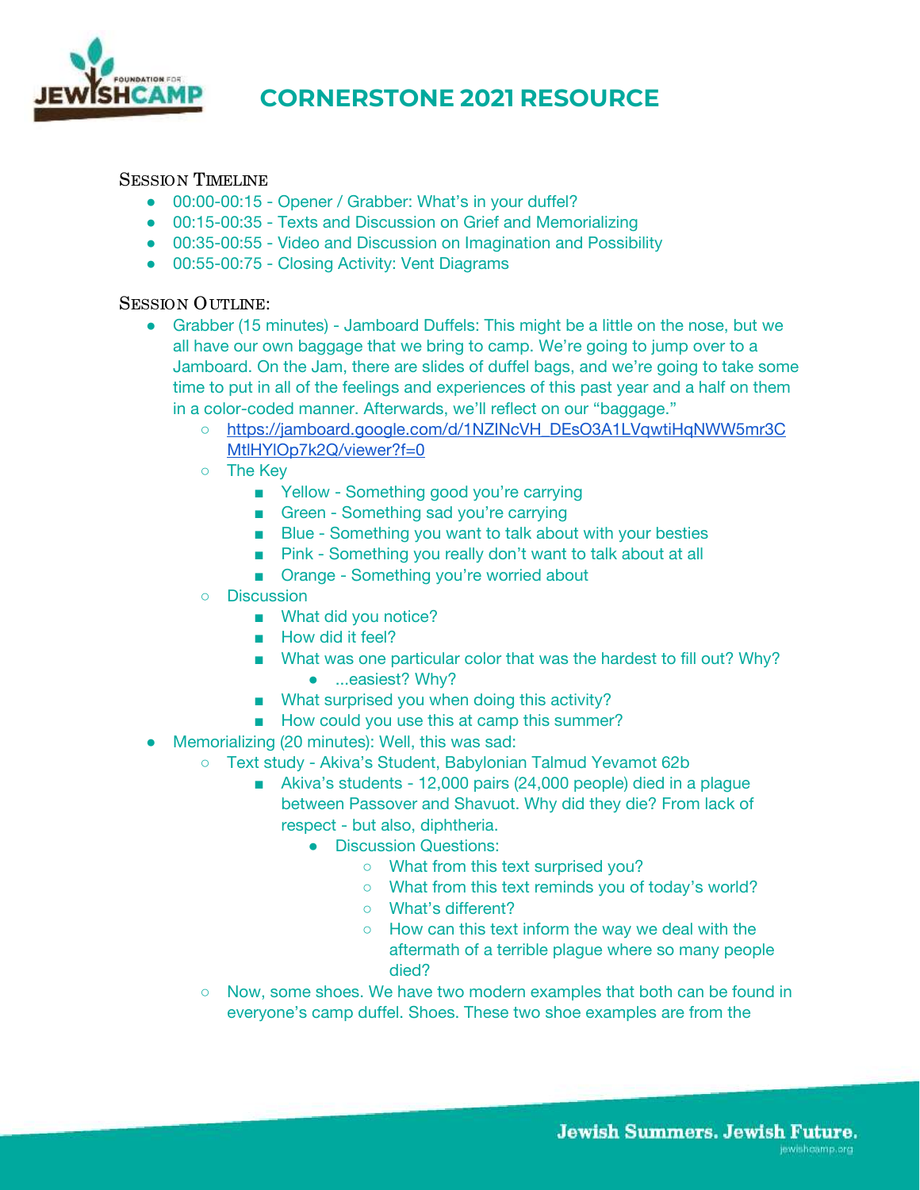# CORNERSTONE 2021 RESOURCE

**Session Timeline**

- 00:00-00:15 - Opener / Grabber: What's in your duffel?
- 00:15-00:35 - Texts and Discussion on Grief and Memorializing
- 00:35-00:55 - Video and Discussion on Imagination and Possibility
- 00:55-00:75 - Closing Activity: Vent Diagrams

**Session Outline:**

- Grabber (15 minutes) - Jamboard Duffels: This might be a little on the nose, but we all have our own baggage that we bring to camp. We're going to jump over to a Jamboard. On the Jam, there are slides of duffel bags, and we're going to take some time to put in all of the feelings and experiences of this past year and a half on them in a color-coded manner. Afterwards, we'll reflect on our "baggage."
    - https://jamboard.google.com/d/1NZINcVH_DEsO3A1LVqwtiHqNWW5mr3CMtlHYlOp7k2Q/viewer?f=0
    - The Key
        - Yellow - Something good you're carrying
        - Green - Something sad you're carrying
        - Blue - Something you want to talk about with your besties
        - Pink - Something you really don't want to talk about at all
        - Orange - Something you're worried about
    - Discussion
        - What did you notice?
        - How did it feel?
        - What was one particular color that was the hardest to fill out? Why?
            - ...easiest? Why?
        - What surprised you when doing this activity?
        - How could you use this at camp this summer?
- Memorializing (20 minutes): Well, this was sad:
    - Text study - Akiva's Student, Babylonian Talmud Yevamot 62b
        - Akiva's students - 12,000 pairs (24,000 people) died in a plague between Passover and Shavuot. Why did they die? From lack of respect - but also, diphtheria.
            - Discussion Questions:
                - What from this text surprised you?
                - What from this text reminds you of today's world?
                - What's different?
                - How can this text inform the way we deal with the aftermath of a terrible plague where so many people died?
    - Now, some shoes. We have two modern examples that both can be found in everyone's camp duffel. Shoes. These two shoe examples are from the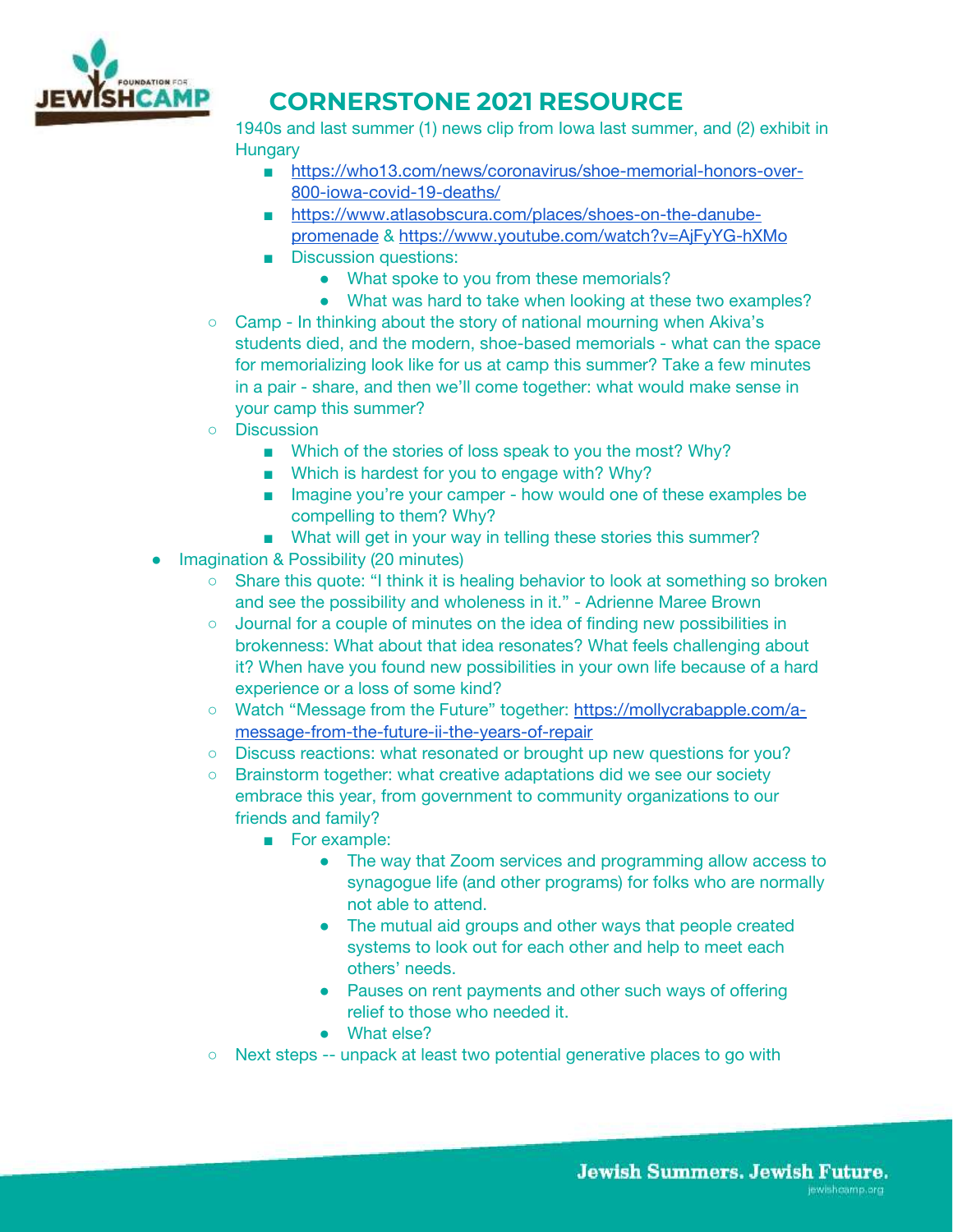## CORNERSTONE 2021 RESOURCE

1940s and last summer (1) news clip from Iowa last summer, and (2) exhibit in Hungary

      - https://who13.com/news/coronavirus/shoe-memorial-honors-over-800-iowa-covid-19-deaths/
      - https://www.atlasobscura.com/places/shoes-on-the-danube-promenade & https://www.youtube.com/watch?v=AjFyYG-hXMo
      - Discussion questions:
        - What spoke to you from these memorials?
        - What was hard to take when looking at these two examples?
  - Camp - In thinking about the story of national mourning when Akiva's students died, and the modern, shoe-based memorials - what can the space for memorializing look like for us at camp this summer? Take a few minutes in a pair - share, and then we'll come together: what would make sense in your camp this summer?
  - Discussion
    - Which of the stories of loss speak to you the most? Why?
    - Which is hardest for you to engage with? Why?
    - Imagine you're your camper - how would one of these examples be compelling to them? Why?
    - What will get in your way in telling these stories this summer?
- Imagination & Possibility (20 minutes)
  - Share this quote: "I think it is healing behavior to look at something so broken and see the possibility and wholeness in it." - Adrienne Maree Brown
  - Journal for a couple of minutes on the idea of finding new possibilities in brokenness: What about that idea resonates? What feels challenging about it? When have you found new possibilities in your own life because of a hard experience or a loss of some kind?
  - Watch "Message from the Future" together: https://mollycrabapple.com/a-message-from-the-future-ii-the-years-of-repair
  - Discuss reactions: what resonated or brought up new questions for you?
  - Brainstorm together: what creative adaptations did we see our society embrace this year, from government to community organizations to our friends and family?
    - For example:
      - The way that Zoom services and programming allow access to synagogue life (and other programs) for folks who are normally not able to attend.
      - The mutual aid groups and other ways that people created systems to look out for each other and help to meet each others' needs.
      - Pauses on rent payments and other such ways of offering relief to those who needed it.
      - What else?
  - Next steps -- unpack at least two potential generative places to go with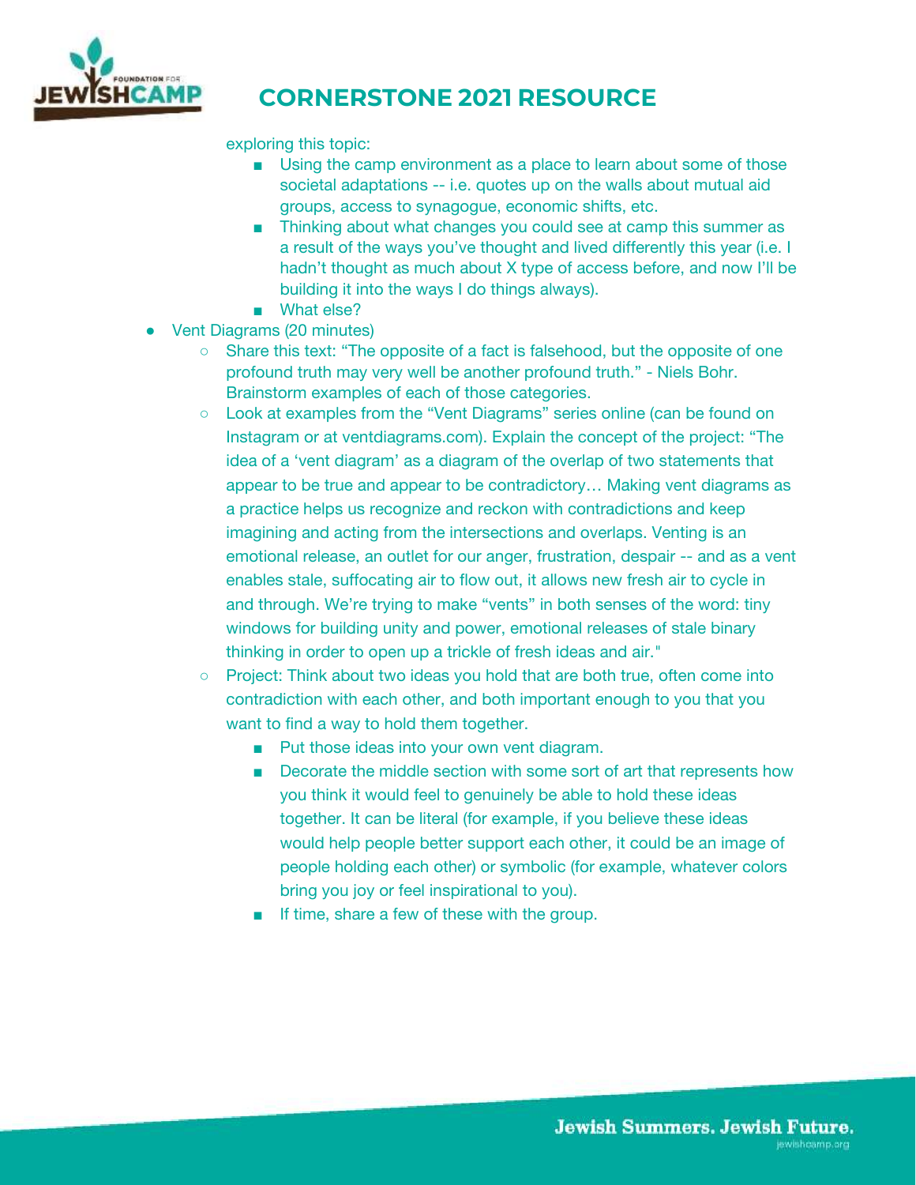exploring this topic:

        - Using the camp environment as a place to learn about some of those societal adaptations -- i.e. quotes up on the walls about mutual aid groups, access to synagogue, economic shifts, etc.
        - Thinking about what changes you could see at camp this summer as a result of the ways you've thought and lived differently this year (i.e. I hadn't thought as much about X type of access before, and now I'll be building it into the ways I do things always).
        - What else?
- Vent Diagrams (20 minutes)
    - Share this text: "The opposite of a fact is falsehood, but the opposite of one profound truth may very well be another profound truth." - Niels Bohr. Brainstorm examples of each of those categories.
    - Look at examples from the "Vent Diagrams" series online (can be found on Instagram or at ventdiagrams.com). Explain the concept of the project: "The idea of a 'vent diagram' as a diagram of the overlap of two statements that appear to be true and appear to be contradictory… Making vent diagrams as a practice helps us recognize and reckon with contradictions and keep imagining and acting from the intersections and overlaps. Venting is an emotional release, an outlet for our anger, frustration, despair -- and as a vent enables stale, suffocating air to flow out, it allows new fresh air to cycle in and through. We're trying to make "vents" in both senses of the word: tiny windows for building unity and power, emotional releases of stale binary thinking in order to open up a trickle of fresh ideas and air."
    - Project: Think about two ideas you hold that are both true, often come into contradiction with each other, and both important enough to you that you want to find a way to hold them together.
        - Put those ideas into your own vent diagram.
        - Decorate the middle section with some sort of art that represents how you think it would feel to genuinely be able to hold these ideas together. It can be literal (for example, if you believe these ideas would help people better support each other, it could be an image of people holding each other) or symbolic (for example, whatever colors bring you joy or feel inspirational to you).
        - If time, share a few of these with the group.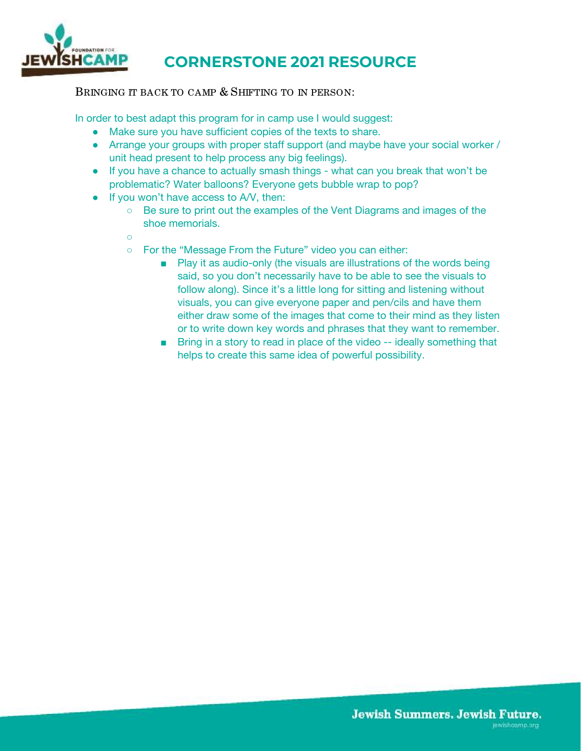## CORNERSTONE 2021 RESOURCE

### Bringing it back to camp & Shifting to in person:

In order to best adapt this program for in camp use I would suggest:

- Make sure you have sufficient copies of the texts to share.
- Arrange your groups with proper staff support (and maybe have your social worker / unit head present to help process any big feelings).
- If you have a chance to actually smash things - what can you break that won't be problematic? Water balloons? Everyone gets bubble wrap to pop?
- If you won't have access to A/V, then:
    - Be sure to print out the examples of the Vent Diagrams and images of the shoe memorials.
    - 
    - For the "Message From the Future" video you can either:
        - Play it as audio-only (the visuals are illustrations of the words being said, so you don't necessarily have to be able to see the visuals to follow along). Since it's a little long for sitting and listening without visuals, you can give everyone paper and pen/cils and have them either draw some of the images that come to their mind as they listen or to write down key words and phrases that they want to remember.
        - Bring in a story to read in place of the video -- ideally something that helps to create this same idea of powerful possibility.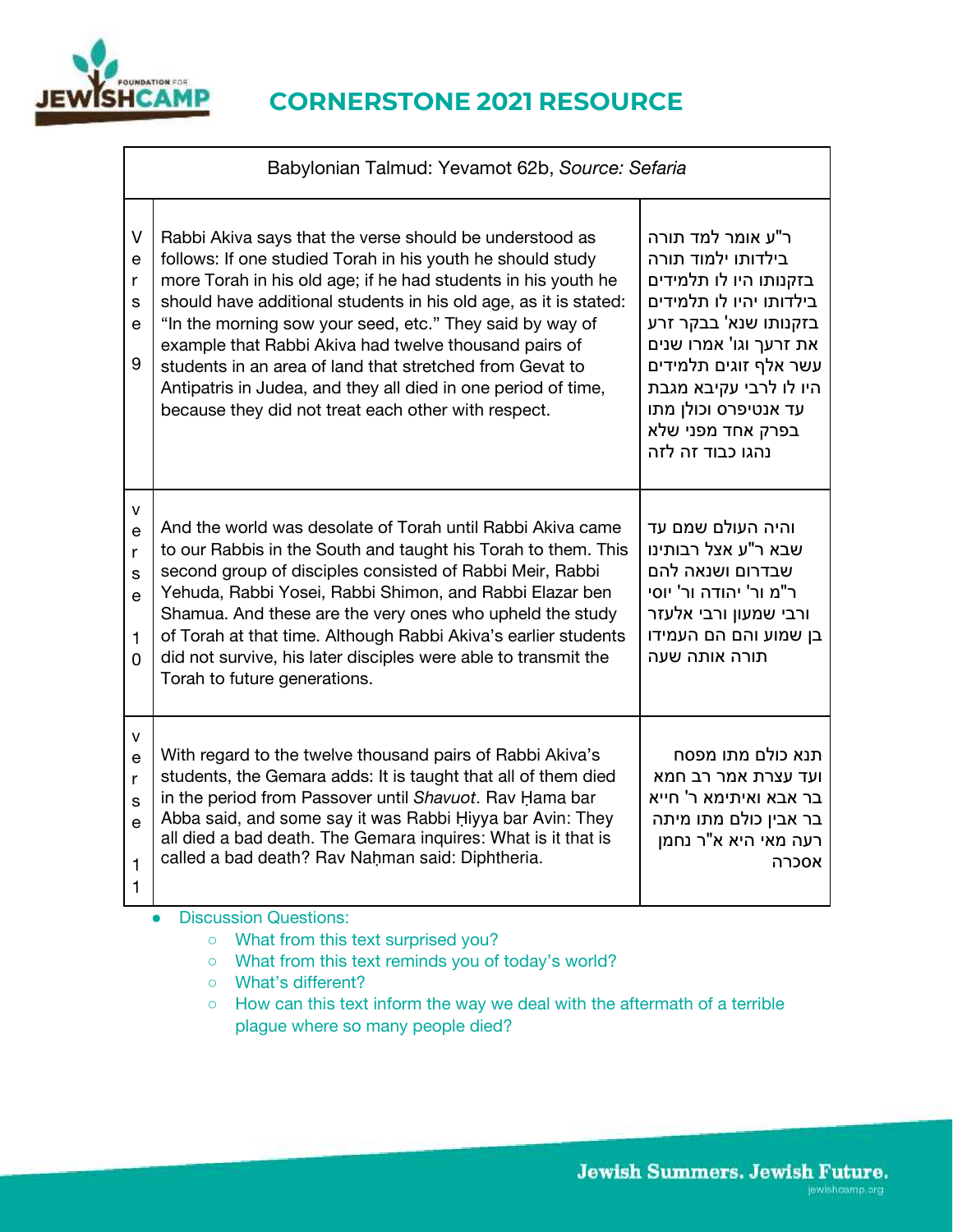# CORNERSTONE 2021 RESOURCE

| | | |
|---|---|---|
| Babylonian Talmud: Yevamot 62b, *Source: Sefaria* | | |
| Verse 9 | Rabbi Akiva says that the verse should be understood as follows: If one studied Torah in his youth he should study more Torah in his old age; if he had students in his youth he should have additional students in his old age, as it is stated: "In the morning sow your seed, etc." They said by way of example that Rabbi Akiva had twelve thousand pairs of students in an area of land that stretched from Gevat to Antipatris in Judea, and they all died in one period of time, because they did not treat each other with respect. | ר"ע אומר למד תורה בילדותו ילמוד תורה בזקנותו היו לו תלמידים בילדותו יהיו לו תלמידים בזקנותו שנא' בבקר זרע את זרעך וגו' אמרו שנים עשר אלף זוגים תלמידים היו לו לרבי עקיבא מגבת עד אנטיפרס וכולן מתו בפרק אחד מפני שלא נהגו כבוד זה לזה |
| verse 10 | And the world was desolate of Torah until Rabbi Akiva came to our Rabbis in the South and taught his Torah to them. This second group of disciples consisted of Rabbi Meir, Rabbi Yehuda, Rabbi Yosei, Rabbi Shimon, and Rabbi Elazar ben Shamua. And these are the very ones who upheld the study of Torah at that time. Although Rabbi Akiva's earlier students did not survive, his later disciples were able to transmit the Torah to future generations. | והיה העולם שמם עד שבא ר"ע אצל רבותינו שבדרום ושנאה להם ר"מ ור' יהודה ור' יוסי ורבי שמעון ורבי אלעזר בן שמוע והם הם העמידו תורה אותה שעה |
| verse 11 | With regard to the twelve thousand pairs of Rabbi Akiva's students, the Gemara adds: It is taught that all of them died in the period from Passover until *Shavuot*. Rav Ḥama bar Abba said, and some say it was Rabbi Ḥiyya bar Avin: They all died a bad death. The Gemara inquires: What is it that is called a bad death? Rav Naḥman said: Diphtheria. | תנא כולם מתו מפסח ועד עצרת אמר רב חמא בר אבא ואיתימא ר' חייא בר אבין כולם מתו מיתה רעה מאי היא א"ר נחמן אסכרה |

- Discussion Questions:
  - What from this text surprised you?
  - What from this text reminds you of today's world?
  - What's different?
  - How can this text inform the way we deal with the aftermath of a terrible plague where so many people died?